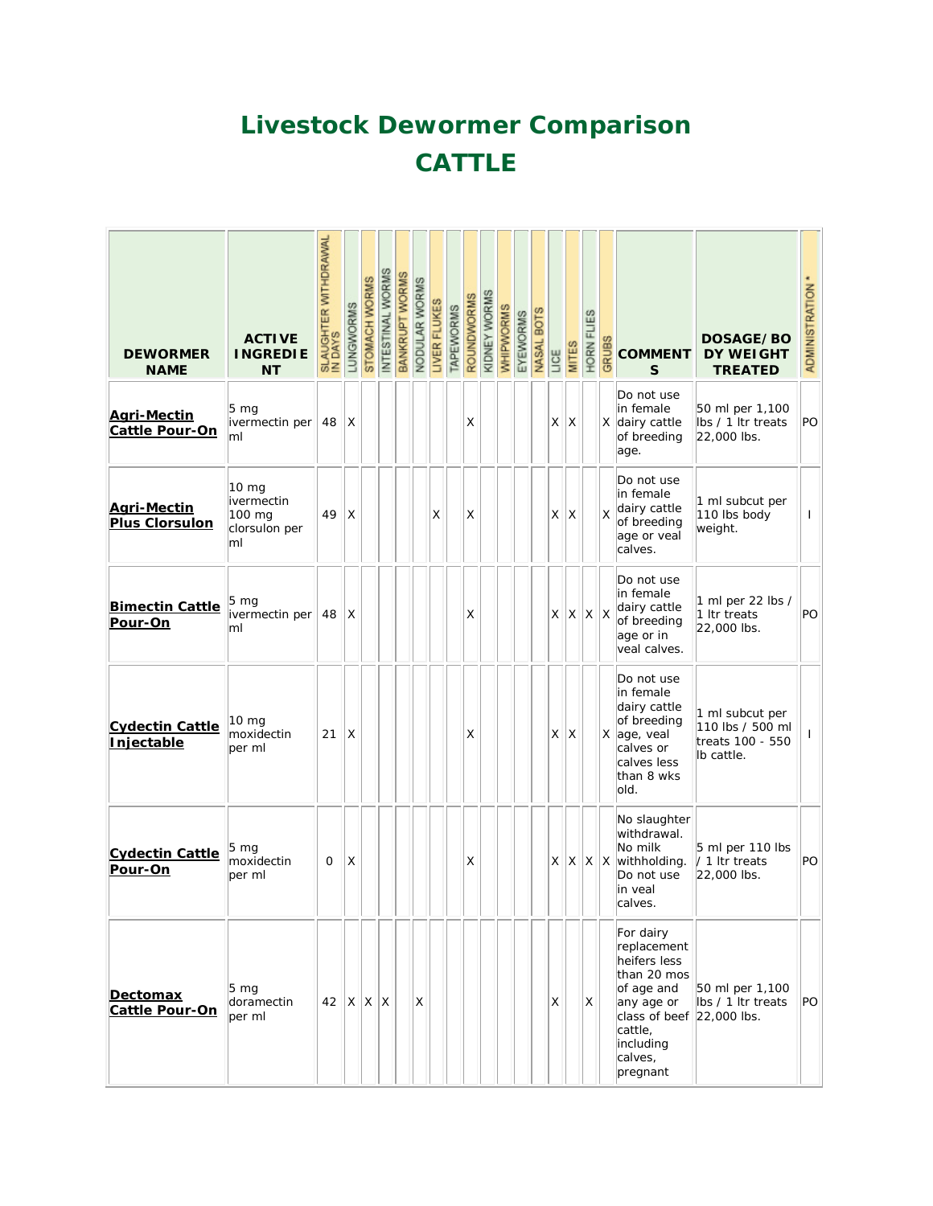# Livestock Dewormer Comparison

# CATTLE

| DEWORMER NAME | ACTIVE INGREDIENT | SLAUGHTER WITHDRAWAL IN DAYS | LUNGWORMS | STOMACH WORMS | INTESTINAL WORMS | BANKRUPT WORMS | NODULAR WORMS | LIVER FLUKES | TAPEWORMS | ROUNDWORMS | KIDNEY WORMS | WHIPWORMS | EYEWORMS | NASAL BOTS | LICE | MITES | HORN FLIES | GRUBS | COMMENTS | DOSAGE/BODY WEIGHT TREATED | ADMINISTRATION * |
|---|---|---|---|---|---|---|---|---|---|---|---|---|---|---|---|---|---|---|---|---|---|
| **Agri-Mectin Cattle Pour-On** | 5 mg ivermectin per ml | 48 | X | | | | | | | X | | | | | X | X | | X | Do not use in female dairy cattle of breeding age. | 50 ml per 1,100 lbs / 1 ltr treats 22,000 lbs. | PO |
| **Agri-Mectin Plus Clorsulon** | 10 mg ivermectin 100 mg clorsulon per ml | 49 | X | | | | | X | | X | | | | | X | X | | X | Do not use in female dairy cattle of breeding age or veal calves. | 1 ml subcut per 110 lbs body weight. | I |
| **Bimectin Cattle Pour-On** | 5 mg ivermectin per ml | 48 | X | | | | | | | X | | | | | X | X | X | X | Do not use in female dairy cattle of breeding age or in veal calves. | 1 ml per 22 lbs / 1 ltr treats 22,000 lbs. | PO |
| **Cydectin Cattle Injectable** | 10 mg moxidectin per ml | 21 | X | | | | | | | X | | | | | X | X | | X | Do not use in female dairy cattle of breeding age, veal calves or calves less than 8 wks old. | 1 ml subcut per 110 lbs / 500 ml treats 100 - 550 lb cattle. | I |
| **Cydectin Cattle Pour-On** | 5 mg moxidectin per ml | 0 | X | | | | | | | X | | | | | X | X | X | X | No slaughter withdrawal. No milk withholding. Do not use in veal calves. | 5 ml per 110 lbs / 1 ltr treats 22,000 lbs. | PO |
| **Dectomax Cattle Pour-On** | 5 mg doramectin per ml | 42 | X | X | X | | X | | | | | | | | X | | X | | For dairy replacement heifers less than 20 mos of age and any age or class of beef cattle, including calves, pregnant | 50 ml per 1,100 lbs / 1 ltr treats 22,000 lbs. | PO |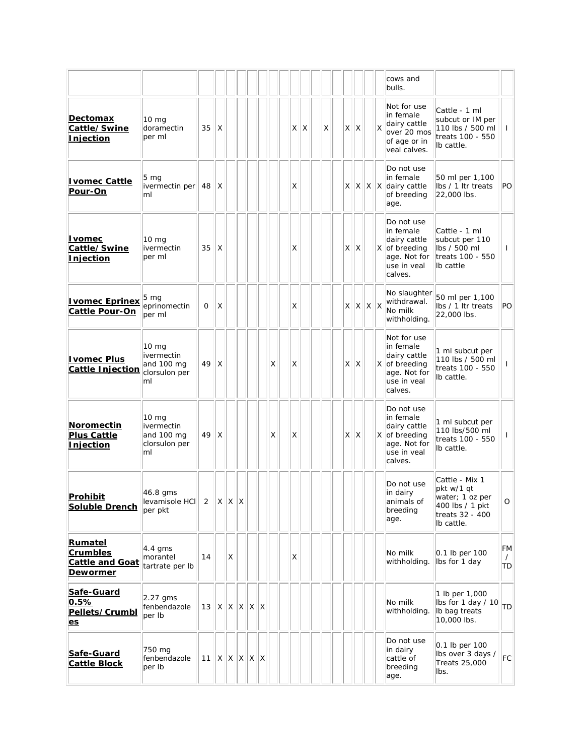| | | | | | | | | | | | | | | | | | | | | | |
|---|---|---|---|---|---|---|---|---|---|---|---|---|---|---|---|---|---|---|---|---|---|
| | | | | | | | | | | | | | | | | | | | cows and bulls. | | |
| **Dectomax Cattle/Swine Injection** | 10 mg doramectin per ml | 35 | X | | | | | | | X | X | | X | | X | X | | X | Not for use in female dairy cattle over 20 mos of age or in veal calves. | Cattle - 1 ml subcut or IM per 110 lbs / 500 ml treats 100 - 550 lb cattle. | I |
| **Ivomec Cattle Pour-On** | 5 mg ivermectin per ml | 48 | X | | | | | | | X | | | | | X | X | X | X | Do not use in female dairy cattle of breeding age. | 50 ml per 1,100 lbs / 1 ltr treats 22,000 lbs. | PO |
| **Ivomec Cattle/Swine Injection** | 10 mg ivermectin per ml | 35 | X | | | | | | | X | | | | | X | X | | X | Do not use in female dairy cattle of breeding age. Not for use in veal calves. | Cattle - 1 ml subcut per 110 lbs / 500 ml treats 100 - 550 lb cattle | I |
| **Ivomec Eprinex Cattle Pour-On** | 5 mg eprinomectin per ml | 0 | X | | | | | | | X | | | | | X | X | X | X | No slaughter withdrawal. No milk withholding. | 50 ml per 1,100 lbs / 1 ltr treats 22,000 lbs. | PO |
| **Ivomec Plus Cattle Injection** | 10 mg ivermectin and 100 mg clorsulon per ml | 49 | X | | | | | X | | X | | | | | X | X | | X | Not for use in female dairy cattle of breeding age. Not for use in veal calves. | 1 ml subcut per 110 lbs / 500 ml treats 100 - 550 lb cattle. | I |
| **Noromectin Plus Cattle Injection** | 10 mg ivermectin and 100 mg clorsulon per ml | 49 | X | | | | | X | | X | | | | | X | X | | X | Do not use in female dairy cattle of breeding age. Not for use in veal calves. | 1 ml subcut per 110 lbs/500 ml treats 100 - 550 lb cattle. | I |
| **Prohibit Soluble Drench** | 46.8 gms levamisole HCl per pkt | 2 | X | X | X | | | | | | | | | | | | | | Do not use in dairy animals of breeding age. | Cattle - Mix 1 pkt w/1 qt water; 1 oz per 400 lbs / 1 pkt treats 32 - 400 lb cattle. | O |
| **Rumatel Crumbles Cattle and Goat Dewormer** | 4.4 gms morantel tartrate per lb | 14 | | X | | | | | | X | | | | | | | | | No milk withholding. | 0.1 lb per 100 lbs for 1 day | FM / TD |
| **Safe-Guard 0.5% Pellets/Crumbles** | 2.27 gms fenbendazole per lb | 13 | X | X | X | X | X | | | | | | | | | | | | No milk withholding. | 1 lb per 1,000 lbs for 1 day / 10 lb bag treats 10,000 lbs. | TD |
| **Safe-Guard Cattle Block** | 750 mg fenbendazole per lb | 11 | X | X | X | X | X | | | | | | | | | | | | Do not use in dairy cattle of breeding age. | 0.1 lb per 100 lbs over 3 days / Treats 25,000 lbs. | FC |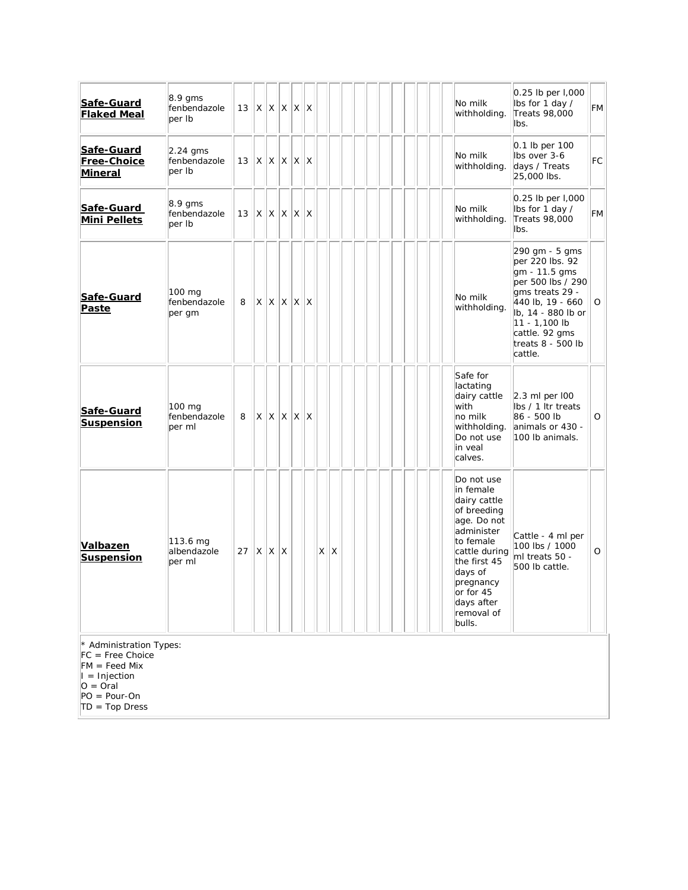| | | | | | | | | | | | | | | | | | | | | | |
|---|---|---|---|---|---|---|---|---|---|---|---|---|---|---|---|---|---|---|---|---|---|
| **Safe-Guard Flaked Meal** | 8.9 gms fenbendazole per lb | 13 | X | X | X | X | X | | | | | | | | | | | | No milk withholding. | 0.25 lb per l,000 lbs for 1 day / Treats 98,000 lbs. | FM |
| **Safe-Guard Free-Choice Mineral** | 2.24 gms fenbendazole per lb | 13 | X | X | X | X | X | | | | | | | | | | | | No milk withholding. | 0.1 lb per 100 lbs over 3-6 days / Treats 25,000 lbs. | FC |
| **Safe-Guard Mini Pellets** | 8.9 gms fenbendazole per lb | 13 | X | X | X | X | X | | | | | | | | | | | | No milk withholding. | 0.25 lb per l,000 lbs for 1 day / Treats 98,000 lbs. | FM |
| **Safe-Guard Paste** | 100 mg fenbendazole per gm | 8 | X | X | X | X | X | | | | | | | | | | | | No milk withholding. | 290 gm - 5 gms per 220 lbs. 92 gm - 11.5 gms per 500 lbs / 290 gms treats 29 - 440 lb, 19 - 660 lb, 14 - 880 lb or 11 - 1,100 lb cattle. 92 gms treats 8 - 500 lb cattle. | O |
| **Safe-Guard Suspension** | 100 mg fenbendazole per ml | 8 | X | X | X | X | X | | | | | | | | | | | | Safe for lactating dairy cattle with no milk withholding. Do not use in veal calves. | 2.3 ml per l00 lbs / 1 ltr treats 86 - 500 lb animals or 430 - 100 lb animals. | O |
| **Valbazen Suspension** | 113.6 mg albendazole per ml | 27 | X | X | X | | | X | X | | | | | | | | | | Do not use in female dairy cattle of breeding age. Do not administer to female cattle during the first 45 days of pregnancy or for 45 days after removal of bulls. | Cattle - 4 ml per 100 lbs / 1000 ml treats 50 - 500 lb cattle. | O |

\* Administration Types:
FC = Free Choice
FM = Feed Mix
I = Injection
O = Oral
PO = Pour-On
TD = Top Dress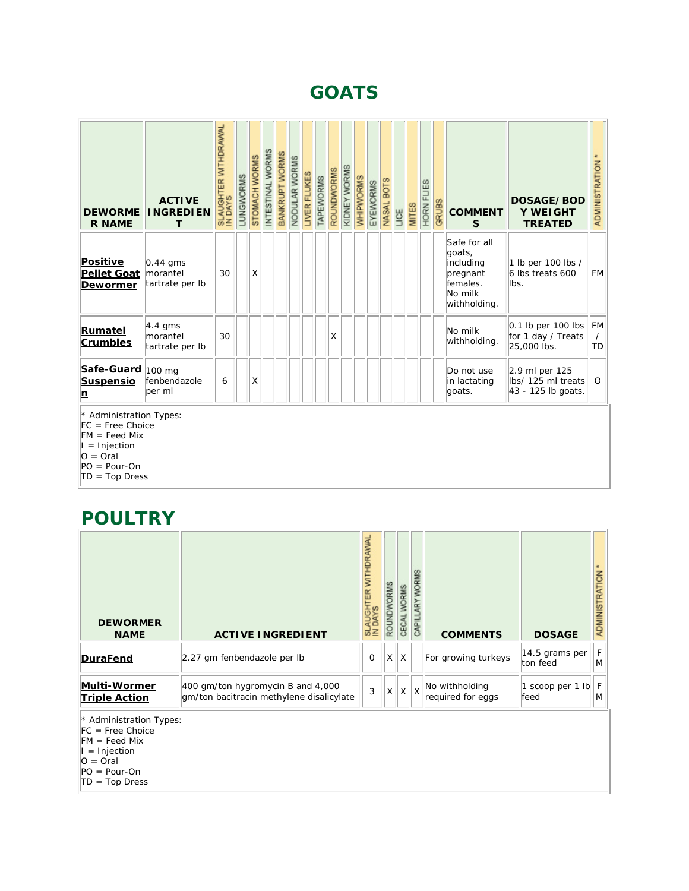# GOATS

| DEWORMER NAME | ACTIVE INGREDIENT | SLAUGHTER WITHDRAWAL IN DAYS | LUNGWORMS | STOMACH WORMS | INTESTINAL WORMS | BANKRUPT WORMS | NODULAR WORMS | LIVER FLUKES | TAPEWORMS | ROUNDWORMS | KIDNEY WORMS | WHIPWORMS | EYEWORMS | NASAL BOTS | LICE | MITES | HORN FLIES | GRUBS | COMMENTS | DOSAGE/BODY WEIGHT TREATED | ADMINISTRATION * |
|---|---|---|---|---|---|---|---|---|---|---|---|---|---|---|---|---|---|---|---|---|---|
| **Positive Pellet Goat Dewormer** | 0.44 gms morantel tartrate per lb | 30 | | X | | | | | | | | | | | | | | | Safe for all goats, including pregnant females. No milk withholding. | 1 lb per 100 lbs / 6 lbs treats 600 lbs. | FM |
| **Rumatel Crumbles** | 4.4 gms morantel tartrate per lb | 30 | | | | | | | | X | | | | | | | | | No milk withholding. | 0.1 lb per 100 lbs for 1 day / Treats 25,000 lbs. | FM / TD |
| **Safe-Guard Suspension** | 100 mg fenbendazole per ml | 6 | | X | | | | | | | | | | | | | | | Do not use in lactating goats. | 2.9 ml per 125 lbs/ 125 ml treats 43 - 125 lb goats. | O |

\* Administration Types:
FC = Free Choice
FM = Feed Mix
I = Injection
O = Oral
PO = Pour-On
TD = Top Dress

# POULTRY

| DEWORMER NAME | ACTIVE INGREDIENT | SLAUGHTER WITHDRAWAL IN DAYS | ROUNDWORMS | CECAL WORMS | CAPILLARY WORMS | COMMENTS | DOSAGE | ADMINISTRATION * |
|---|---|---|---|---|---|---|---|---|
| **DuraFend** | 2.27 gm fenbendazole per lb | 0 | X | X | | For growing turkeys | 14.5 grams per ton feed | FM |
| **Multi-Wormer Triple Action** | 400 gm/ton hygromycin B and 4,000 gm/ton bacitracin methylene disalicylate | 3 | X | X | X | No withholding required for eggs | 1 scoop per 1 lb feed | FM |

\* Administration Types:
FC = Free Choice
FM = Feed Mix
I = Injection
O = Oral
PO = Pour-On
TD = Top Dress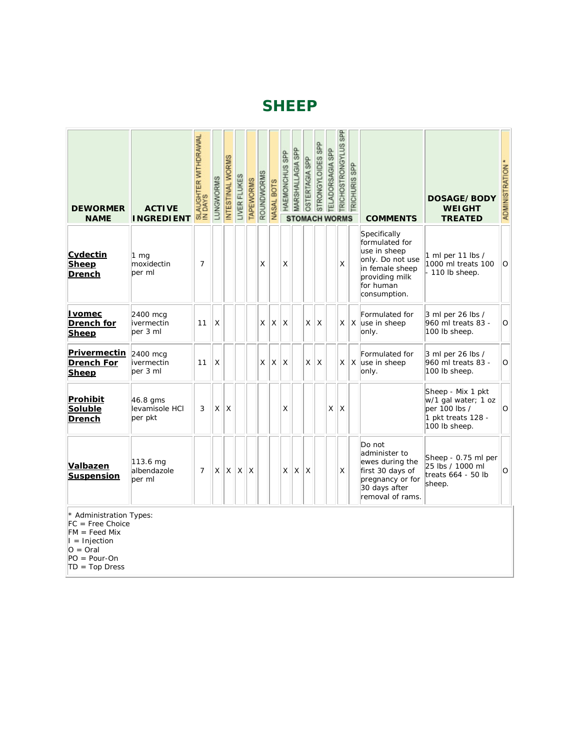# SHEEP

| DEWORMER NAME | ACTIVE INGREDIENT | SLAUGHTER WITHDRAWAL IN DAYS | LUNGWORMS | INTESTINAL WORMS | LIVER FLUKES | TAPEWORMS | ROUNDWORMS | NASAL BOTS | STOMACH WORMS | | | | | | | COMMENTS | DOSAGE/ BODY WEIGHT TREATED | ADMINISTRATION * |
|---|---|---|---|---|---|---|---|---|---|---|---|---|---|---|---|---|---|---|
| | | | | | | | | | HAEMONCHUS SPP | MARSHALLAGIA SPP | OSTERTAGIA SPP | STRONGYLOIDES SPP | TELADORSAGIA SPP | TRICHOSTRONGYLUS SPP | TRICHURIS SPP | | | |
| **Cydectin Sheep Drench** | 1 mg moxidectin per ml | 7 | | | | | X | | X | | | | | X | | Specifically formulated for use in sheep only. Do not use in female sheep providing milk for human consumption. | 1 ml per 11 lbs / 1000 ml treats 100 - 110 lb sheep. | O |
| **Ivomec Drench for Sheep** | 2400 mcg ivermectin per 3 ml | 11 | X | | | | X | X | X | | X | X | | X | X | Formulated for use in sheep only. | 3 ml per 26 lbs / 960 ml treats 83 - 100 lb sheep. | O |
| **Privermectin Drench For Sheep** | 2400 mcg ivermectin per 3 ml | 11 | X | | | | X | X | X | | X | X | | X | X | Formulated for use in sheep only. | 3 ml per 26 lbs / 960 ml treats 83 - 100 lb sheep. | O |
| **Prohibit Soluble Drench** | 46.8 gms levamisole HCl per pkt | 3 | X | X | | | | | X | | | | X | X | | | Sheep - Mix 1 pkt w/1 gal water; 1 oz per 100 lbs / 1 pkt treats 128 - 100 lb sheep. | O |
| **Valbazen Suspension** | 113.6 mg albendazole per ml | 7 | X | X | X | X | | | X | X | X | | | X | | Do not administer to ewes during the first 30 days of pregnancy or for 30 days after removal of rams. | Sheep - 0.75 ml per 25 lbs / 1000 ml treats 664 - 50 lb sheep. | O |

* Administration Types:
FC = Free Choice
FM = Feed Mix
I = Injection
O = Oral
PO = Pour-On
TD = Top Dress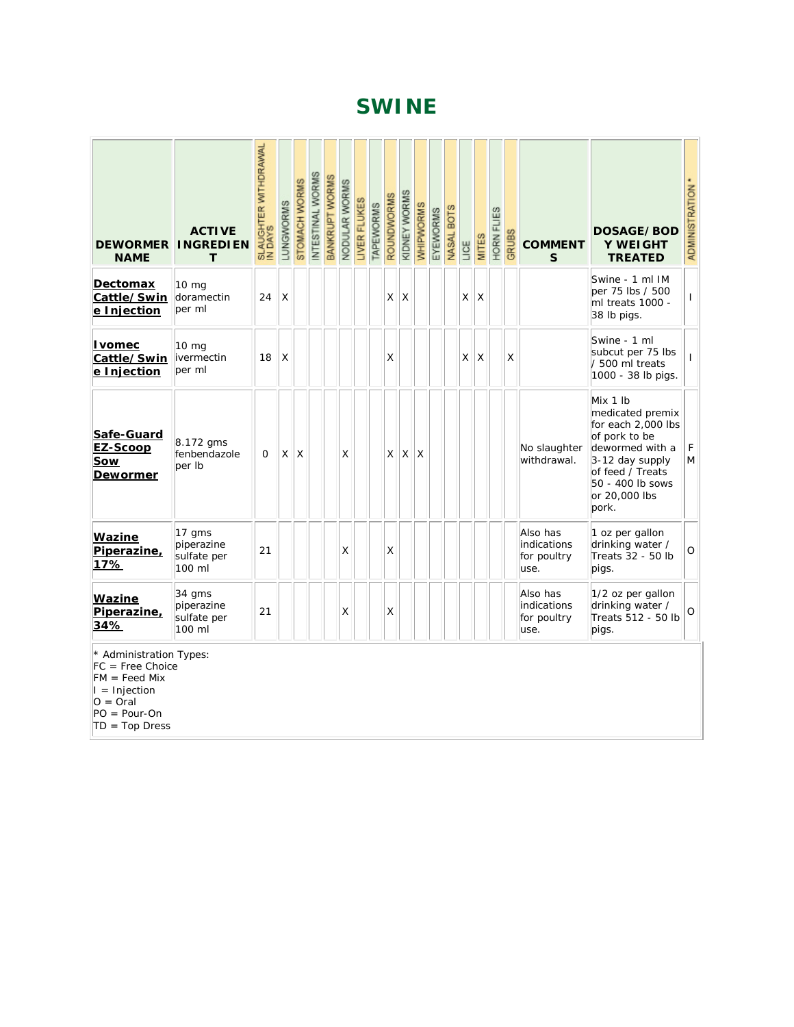# SWINE

| DEWORMER NAME | ACTIVE INGREDIENT | SLAUGHTER WITHDRAWAL IN DAYS | LUNGWORMS | STOMACH WORMS | INTESTINAL WORMS | BANKRUPT WORMS | NODULAR WORMS | LIVER FLUKES | TAPEWORMS | ROUNDWORMS | KIDNEY WORMS | WHIPWORMS | EYEWORMS | NASAL BOTS | LICE | MITES | HORN FLIES | GRUBS | COMMENTS | DOSAGE/BODY WEIGHT TREATED | ADMINISTRATION * |
|---|---|---|---|---|---|---|---|---|---|---|---|---|---|---|---|---|---|---|---|---|---|
| **Dectomax Cattle/Swine Injection** | 10 mg doramectin per ml | 24 | X | | | | | | | X | X | | | | X | X | | | | Swine - 1 ml IM per 75 lbs / 500 ml treats 1000 - 38 lb pigs. | I |
| **Ivomec Cattle/Swine Injection** | 10 mg ivermectin per ml | 18 | X | | | | | | | X | | | | | X | X | | X | | Swine - 1 ml subcut per 75 lbs / 500 ml treats 1000 - 38 lb pigs. | I |
| **Safe-Guard EZ-Scoop Sow Dewormer** | 8.172 gms fenbendazole per lb | 0 | X | X | | | X | | | X | X | X | | | | | | | No slaughter withdrawal. | Mix 1 lb medicated premix for each 2,000 lbs of pork to be dewormed with a 3-12 day supply of feed / Treats 50 - 400 lb sows or 20,000 lbs pork. | FM |
| **Wazine Piperazine, 17%** | 17 gms piperazine sulfate per 100 ml | 21 | | | | | X | | | X | | | | | | | | | Also has indications for poultry use. | 1 oz per gallon drinking water / Treats 32 - 50 lb pigs. | O |
| **Wazine Piperazine, 34%** | 34 gms piperazine sulfate per 100 ml | 21 | | | | | X | | | X | | | | | | | | | Also has indications for poultry use. | 1/2 oz per gallon drinking water / Treats 512 - 50 lb pigs. | O |

* Administration Types:
FC = Free Choice
FM = Feed Mix
I = Injection
O = Oral
PO = Pour-On
TD = Top Dress